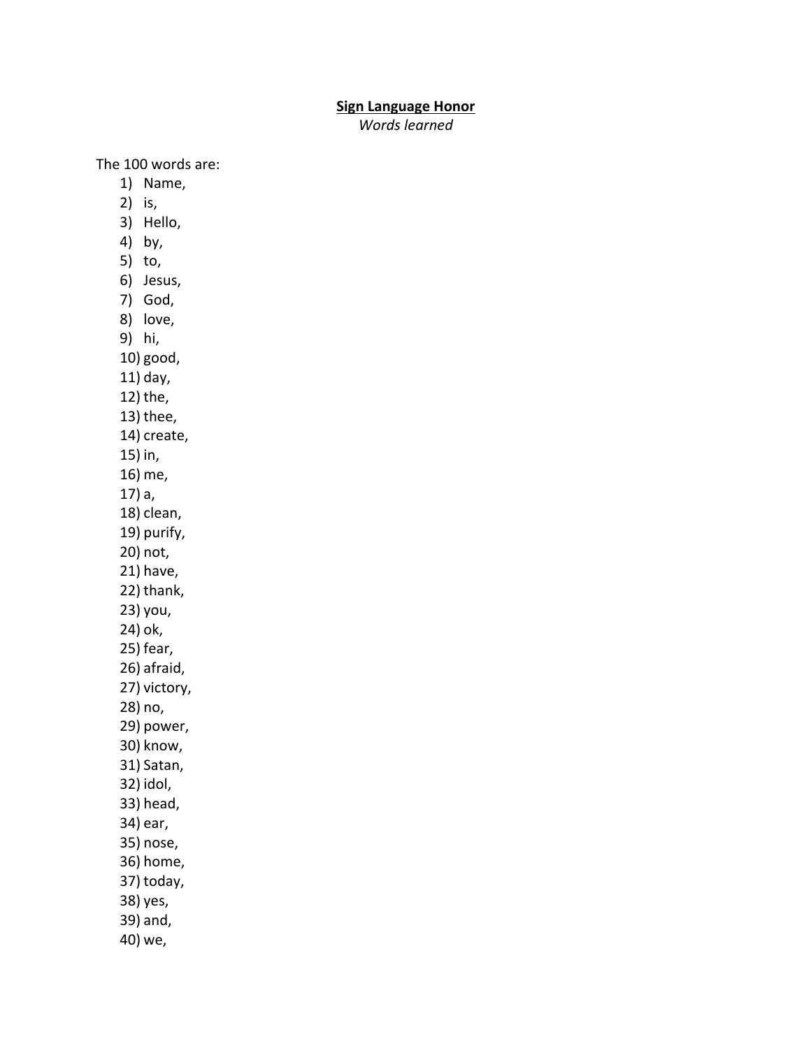**<u>Sign Language Honor</u>**

*Words learned*

The 100 words are:

1) Name,
2) is,
3) Hello,
4) by,
5) to,
6) Jesus,
7) God,
8) love,
9) hi,
10) good,
11) day,
12) the,
13) thee,
14) create,
15) in,
16) me,
17) a,
18) clean,
19) purify,
20) not,
21) have,
22) thank,
23) you,
24) ok,
25) fear,
26) afraid,
27) victory,
28) no,
29) power,
30) know,
31) Satan,
32) idol,
33) head,
34) ear,
35) nose,
36) home,
37) today,
38) yes,
39) and,
40) we,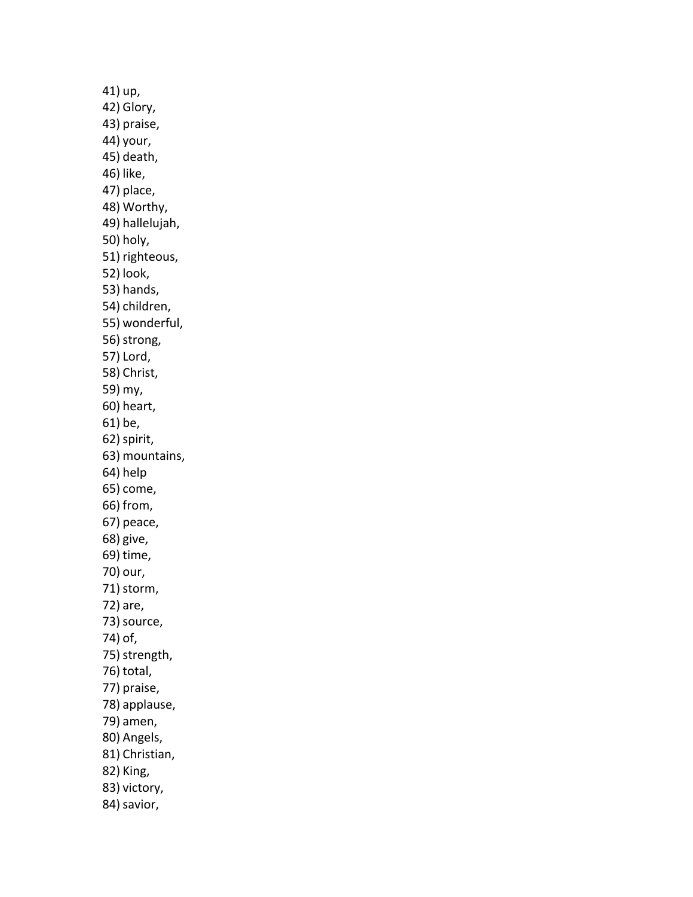41) up,
42) Glory,
43) praise,
44) your,
45) death,
46) like,
47) place,
48) Worthy,
49) hallelujah,
50) holy,
51) righteous,
52) look,
53) hands,
54) children,
55) wonderful,
56) strong,
57) Lord,
58) Christ,
59) my,
60) heart,
61) be,
62) spirit,
63) mountains,
64) help
65) come,
66) from,
67) peace,
68) give,
69) time,
70) our,
71) storm,
72) are,
73) source,
74) of,
75) strength,
76) total,
77) praise,
78) applause,
79) amen,
80) Angels,
81) Christian,
82) King,
83) victory,
84) savior,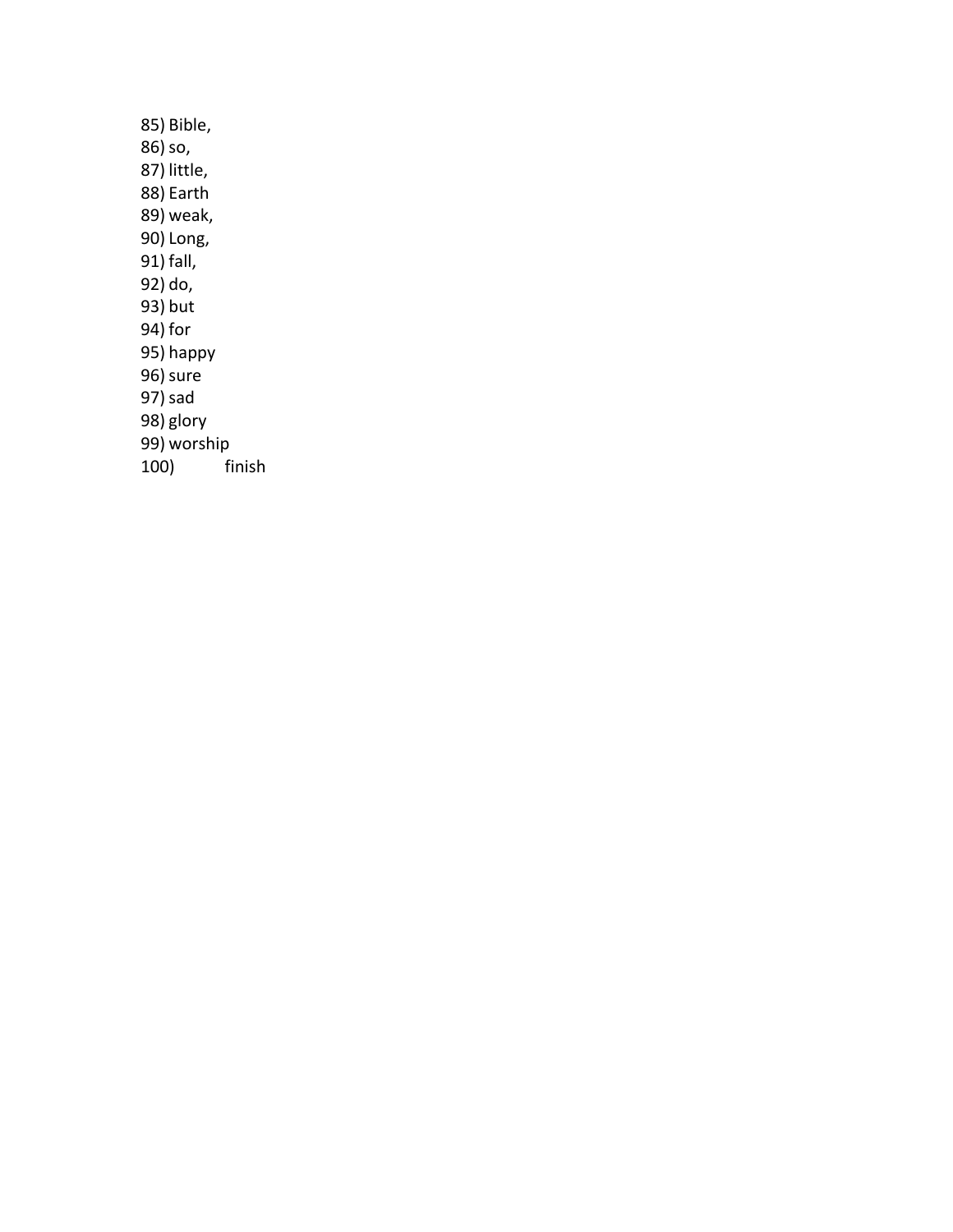85) Bible,
86) so,
87) little,
88) Earth
89) weak,
90) Long,
91) fall,
92) do,
93) but
94) for
95) happy
96) sure
97) sad
98) glory
99) worship
100) finish